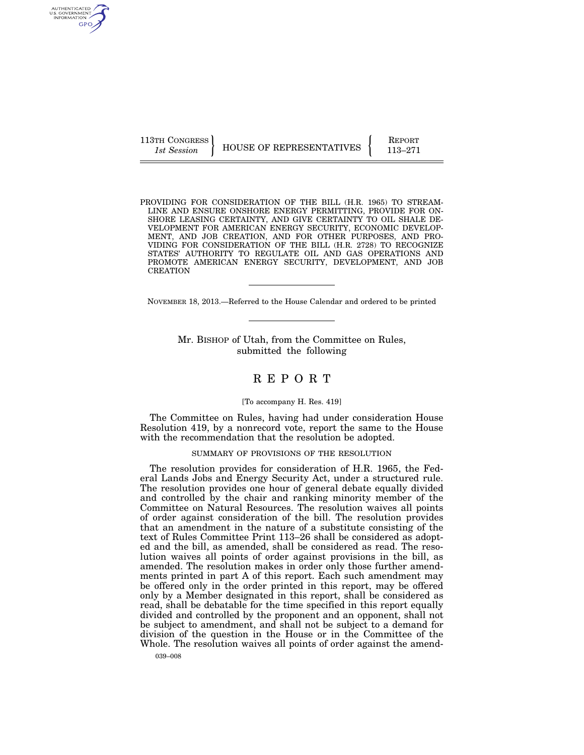113TH CONGRESS
*1st Session*

HOUSE OF REPRESENTATIVES

REPORT
113–271

PROVIDING FOR CONSIDERATION OF THE BILL (H.R. 1965) TO STREAMLINE AND ENSURE ONSHORE ENERGY PERMITTING, PROVIDE FOR ONSHORE LEASING CERTAINTY, AND GIVE CERTAINTY TO OIL SHALE DEVELOPMENT FOR AMERICAN ENERGY SECURITY, ECONOMIC DEVELOPMENT, AND JOB CREATION, AND FOR OTHER PURPOSES, AND PROVIDING FOR CONSIDERATION OF THE BILL (H.R. 2728) TO RECOGNIZE STATES' AUTHORITY TO REGULATE OIL AND GAS OPERATIONS AND PROMOTE AMERICAN ENERGY SECURITY, DEVELOPMENT, AND JOB CREATION

---

NOVEMBER 18, 2013.—Referred to the House Calendar and ordered to be printed

---

Mr. BISHOP of Utah, from the Committee on Rules, submitted the following

# REPORT

[To accompany H. Res. 419]

The Committee on Rules, having had under consideration House Resolution 419, by a nonrecord vote, report the same to the House with the recommendation that the resolution be adopted.

## SUMMARY OF PROVISIONS OF THE RESOLUTION

The resolution provides for consideration of H.R. 1965, the Federal Lands Jobs and Energy Security Act, under a structured rule. The resolution provides one hour of general debate equally divided and controlled by the chair and ranking minority member of the Committee on Natural Resources. The resolution waives all points of order against consideration of the bill. The resolution provides that an amendment in the nature of a substitute consisting of the text of Rules Committee Print 113–26 shall be considered as adopted and the bill, as amended, shall be considered as read. The resolution waives all points of order against provisions in the bill, as amended. The resolution makes in order only those further amendments printed in part A of this report. Each such amendment may be offered only in the order printed in this report, may be offered only by a Member designated in this report, shall be considered as read, shall be debatable for the time specified in this report equally divided and controlled by the proponent and an opponent, shall not be subject to amendment, and shall not be subject to a demand for division of the question in the House or in the Committee of the Whole. The resolution waives all points of order against the amend-

039–008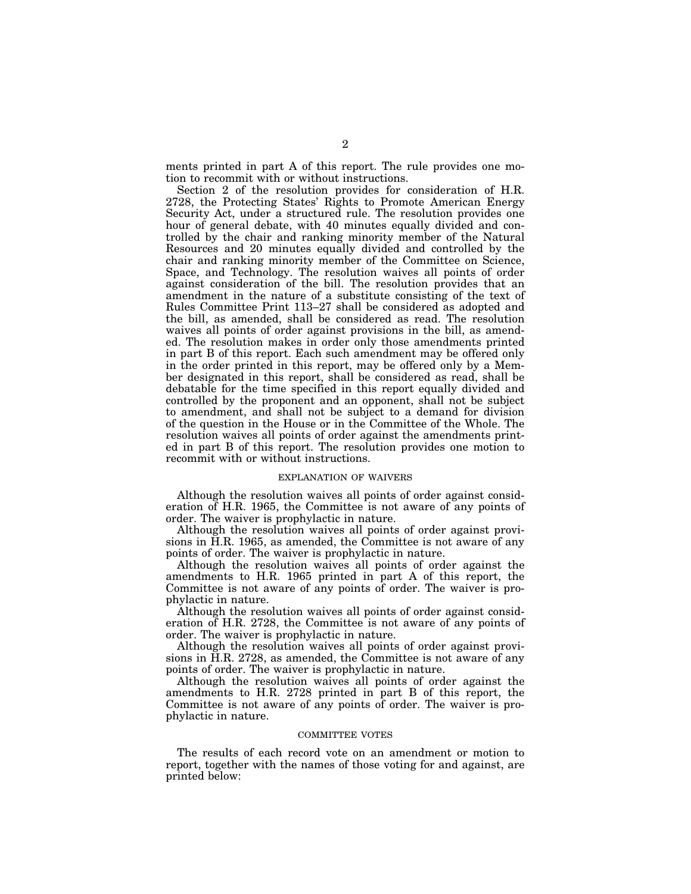ments printed in part A of this report. The rule provides one motion to recommit with or without instructions.

Section 2 of the resolution provides for consideration of H.R. 2728, the Protecting States' Rights to Promote American Energy Security Act, under a structured rule. The resolution provides one hour of general debate, with 40 minutes equally divided and controlled by the chair and ranking minority member of the Natural Resources and 20 minutes equally divided and controlled by the chair and ranking minority member of the Committee on Science, Space, and Technology. The resolution waives all points of order against consideration of the bill. The resolution provides that an amendment in the nature of a substitute consisting of the text of Rules Committee Print 113–27 shall be considered as adopted and the bill, as amended, shall be considered as read. The resolution waives all points of order against provisions in the bill, as amended. The resolution makes in order only those amendments printed in part B of this report. Each such amendment may be offered only in the order printed in this report, may be offered only by a Member designated in this report, shall be considered as read, shall be debatable for the time specified in this report equally divided and controlled by the proponent and an opponent, shall not be subject to amendment, and shall not be subject to a demand for division of the question in the House or in the Committee of the Whole. The resolution waives all points of order against the amendments printed in part B of this report. The resolution provides one motion to recommit with or without instructions.

## EXPLANATION OF WAIVERS

Although the resolution waives all points of order against consideration of H.R. 1965, the Committee is not aware of any points of order. The waiver is prophylactic in nature.

Although the resolution waives all points of order against provisions in H.R. 1965, as amended, the Committee is not aware of any points of order. The waiver is prophylactic in nature.

Although the resolution waives all points of order against the amendments to H.R. 1965 printed in part A of this report, the Committee is not aware of any points of order. The waiver is prophylactic in nature.

Although the resolution waives all points of order against consideration of H.R. 2728, the Committee is not aware of any points of order. The waiver is prophylactic in nature.

Although the resolution waives all points of order against provisions in H.R. 2728, as amended, the Committee is not aware of any points of order. The waiver is prophylactic in nature.

Although the resolution waives all points of order against the amendments to H.R. 2728 printed in part B of this report, the Committee is not aware of any points of order. The waiver is prophylactic in nature.

## COMMITTEE VOTES

The results of each record vote on an amendment or motion to report, together with the names of those voting for and against, are printed below: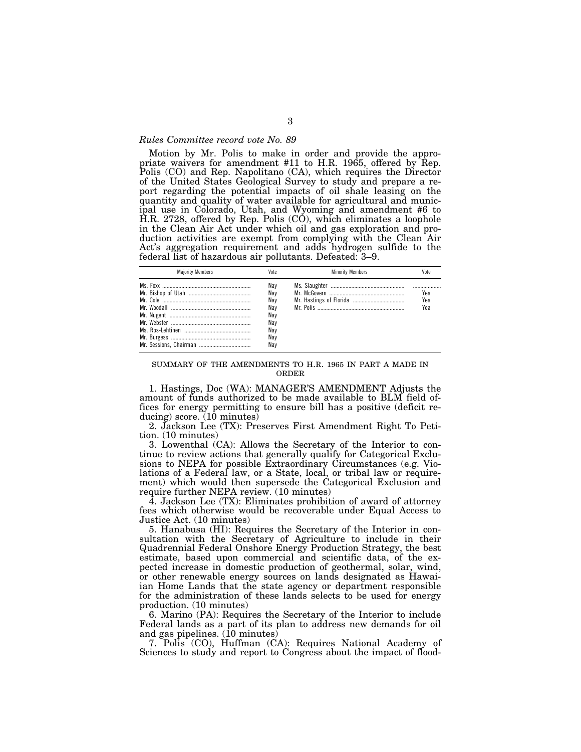*Rules Committee record vote No. 89*

Motion by Mr. Polis to make in order and provide the appropriate waivers for amendment #11 to H.R. 1965, offered by Rep. Polis (CO) and Rep. Napolitano (CA), which requires the Director of the United States Geological Survey to study and prepare a report regarding the potential impacts of oil shale leasing on the quantity and quality of water available for agricultural and municipal use in Colorado, Utah, and Wyoming and amendment #6 to H.R. 2728, offered by Rep. Polis (CO), which eliminates a loophole in the Clean Air Act under which oil and gas exploration and production activities are exempt from complying with the Clean Air Act's aggregation requirement and adds hydrogen sulfide to the federal list of hazardous air pollutants. Defeated: 3–9.

| Majority Members | Vote | Minority Members | Vote |
|---|---|---|---|
| Ms. Foxx | Nay | Ms. Slaughter | |
| Mr. Bishop of Utah | Nay | Mr. McGovern | Yea |
| Mr. Cole | Nay | Mr. Hastings of Florida | Yea |
| Mr. Woodall | Nay | Mr. Polis | Yea |
| Mr. Nugent | Nay | | |
| Mr. Webster | Nay | | |
| Ms. Ros-Lehtinen | Nay | | |
| Mr. Burgess | Nay | | |
| Mr. Sessions, Chairman | Nay | | |

SUMMARY OF THE AMENDMENTS TO H.R. 1965 IN PART A MADE IN ORDER

1. Hastings, Doc (WA): MANAGER'S AMENDMENT Adjusts the amount of funds authorized to be made available to BLM field offices for energy permitting to ensure bill has a positive (deficit reducing) score. (10 minutes)

2. Jackson Lee (TX): Preserves First Amendment Right To Petition. (10 minutes)

3. Lowenthal (CA): Allows the Secretary of the Interior to continue to review actions that generally qualify for Categorical Exclusions to NEPA for possible Extraordinary Circumstances (e.g. Violations of a Federal law, or a State, local, or tribal law or requirement) which would then supersede the Categorical Exclusion and require further NEPA review. (10 minutes)

4. Jackson Lee (TX): Eliminates prohibition of award of attorney fees which otherwise would be recoverable under Equal Access to Justice Act. (10 minutes)

5. Hanabusa (HI): Requires the Secretary of the Interior in consultation with the Secretary of Agriculture to include in their Quadrennial Federal Onshore Energy Production Strategy, the best estimate, based upon commercial and scientific data, of the expected increase in domestic production of geothermal, solar, wind, or other renewable energy sources on lands designated as Hawaiian Home Lands that the state agency or department responsible for the administration of these lands selects to be used for energy production. (10 minutes)

6. Marino (PA): Requires the Secretary of the Interior to include Federal lands as a part of its plan to address new demands for oil and gas pipelines. (10 minutes)

7. Polis (CO), Huffman (CA): Requires National Academy of Sciences to study and report to Congress about the impact of flood-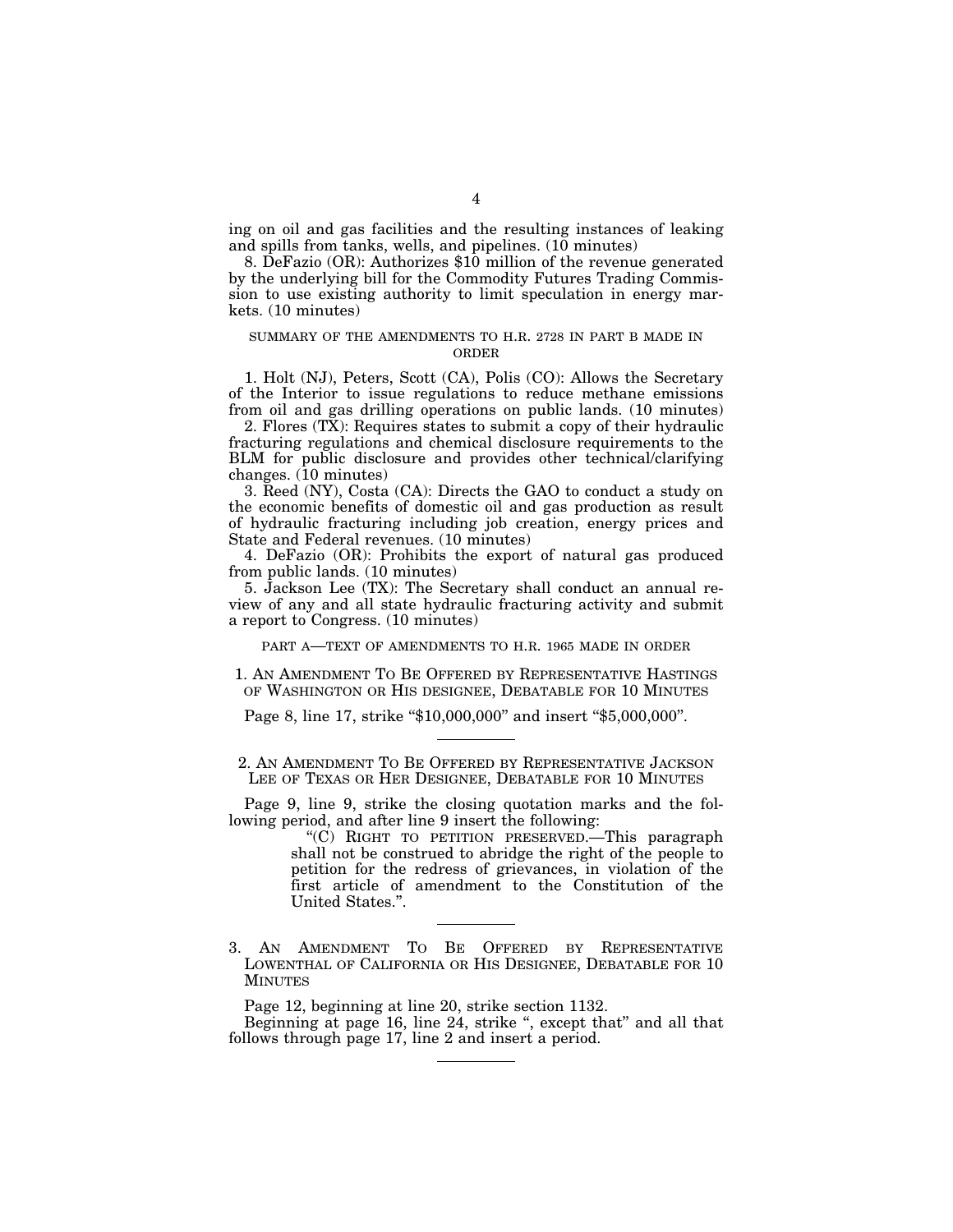ing on oil and gas facilities and the resulting instances of leaking and spills from tanks, wells, and pipelines. (10 minutes)

8. DeFazio (OR): Authorizes $10 million of the revenue generated by the underlying bill for the Commodity Futures Trading Commission to use existing authority to limit speculation in energy markets. (10 minutes)

### SUMMARY OF THE AMENDMENTS TO H.R. 2728 IN PART B MADE IN ORDER

1. Holt (NJ), Peters, Scott (CA), Polis (CO): Allows the Secretary of the Interior to issue regulations to reduce methane emissions from oil and gas drilling operations on public lands. (10 minutes)

2. Flores (TX): Requires states to submit a copy of their hydraulic fracturing regulations and chemical disclosure requirements to the BLM for public disclosure and provides other technical/clarifying changes. (10 minutes)

3. Reed (NY), Costa (CA): Directs the GAO to conduct a study on the economic benefits of domestic oil and gas production as result of hydraulic fracturing including job creation, energy prices and State and Federal revenues. (10 minutes)

4. DeFazio (OR): Prohibits the export of natural gas produced from public lands. (10 minutes)

5. Jackson Lee (TX): The Secretary shall conduct an annual review of any and all state hydraulic fracturing activity and submit a report to Congress. (10 minutes)

### PART A—TEXT OF AMENDMENTS TO H.R. 1965 MADE IN ORDER

#### 1. AN AMENDMENT TO BE OFFERED BY REPRESENTATIVE HASTINGS OF WASHINGTON OR HIS DESIGNEE, DEBATABLE FOR 10 MINUTES

Page 8, line 17, strike "$10,000,000" and insert "$5,000,000".

---

#### 2. AN AMENDMENT TO BE OFFERED BY REPRESENTATIVE JACKSON LEE OF TEXAS OR HER DESIGNEE, DEBATABLE FOR 10 MINUTES

Page 9, line 9, strike the closing quotation marks and the following period, and after line 9 insert the following:

> "(C) RIGHT TO PETITION PRESERVED.—This paragraph shall not be construed to abridge the right of the people to petition for the redress of grievances, in violation of the first article of amendment to the Constitution of the United States.".

---

#### 3. AN AMENDMENT TO BE OFFERED BY REPRESENTATIVE LOWENTHAL OF CALIFORNIA OR HIS DESIGNEE, DEBATABLE FOR 10 MINUTES

Page 12, beginning at line 20, strike section 1132.

Beginning at page 16, line 24, strike ", except that" and all that follows through page 17, line 2 and insert a period.

---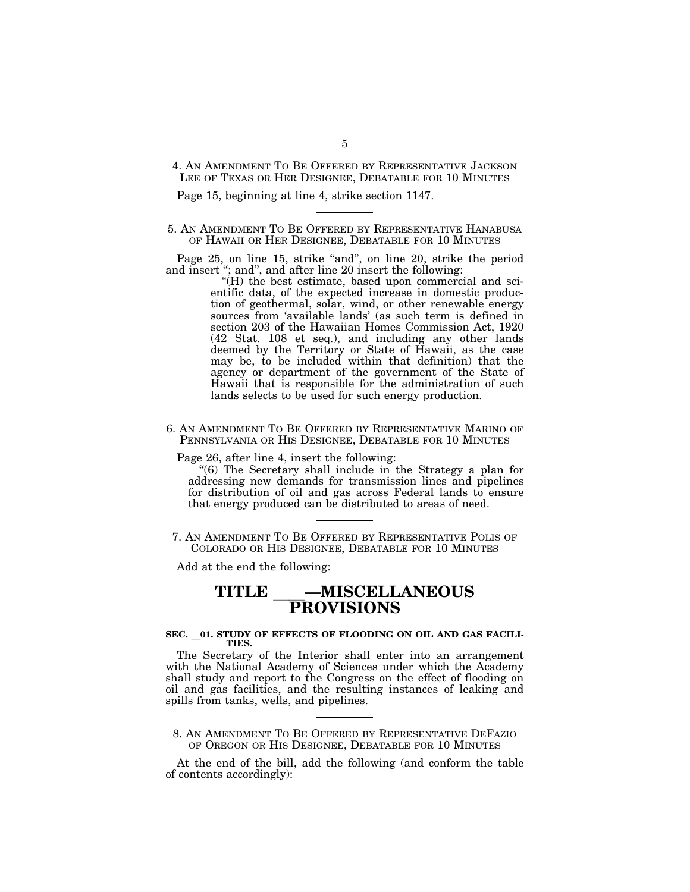4. AN AMENDMENT TO BE OFFERED BY REPRESENTATIVE JACKSON LEE OF TEXAS OR HER DESIGNEE, DEBATABLE FOR 10 MINUTES

Page 15, beginning at line 4, strike section 1147.

---

5. AN AMENDMENT TO BE OFFERED BY REPRESENTATIVE HANABUSA OF HAWAII OR HER DESIGNEE, DEBATABLE FOR 10 MINUTES

Page 25, on line 15, strike "and", on line 20, strike the period and insert "; and", and after line 20 insert the following:

> "(H) the best estimate, based upon commercial and scientific data, of the expected increase in domestic production of geothermal, solar, wind, or other renewable energy sources from 'available lands' (as such term is defined in section 203 of the Hawaiian Homes Commission Act, 1920 (42 Stat. 108 et seq.), and including any other lands deemed by the Territory or State of Hawaii, as the case may be, to be included within that definition) that the agency or department of the government of the State of Hawaii that is responsible for the administration of such lands selects to be used for such energy production.

---

6. AN AMENDMENT TO BE OFFERED BY REPRESENTATIVE MARINO OF PENNSYLVANIA OR HIS DESIGNEE, DEBATABLE FOR 10 MINUTES

Page 26, after line 4, insert the following:

> "(6) The Secretary shall include in the Strategy a plan for addressing new demands for transmission lines and pipelines for distribution of oil and gas across Federal lands to ensure that energy produced can be distributed to areas of need.

---

7. AN AMENDMENT TO BE OFFERED BY REPRESENTATIVE POLIS OF COLORADO OR HIS DESIGNEE, DEBATABLE FOR 10 MINUTES

Add at the end the following:

# TITLE ___—MISCELLANEOUS PROVISIONS

**SEC. __01. STUDY OF EFFECTS OF FLOODING ON OIL AND GAS FACILITIES.**

The Secretary of the Interior shall enter into an arrangement with the National Academy of Sciences under which the Academy shall study and report to the Congress on the effect of flooding on oil and gas facilities, and the resulting instances of leaking and spills from tanks, wells, and pipelines.

---

8. AN AMENDMENT TO BE OFFERED BY REPRESENTATIVE DEFAZIO OF OREGON OR HIS DESIGNEE, DEBATABLE FOR 10 MINUTES

At the end of the bill, add the following (and conform the table of contents accordingly):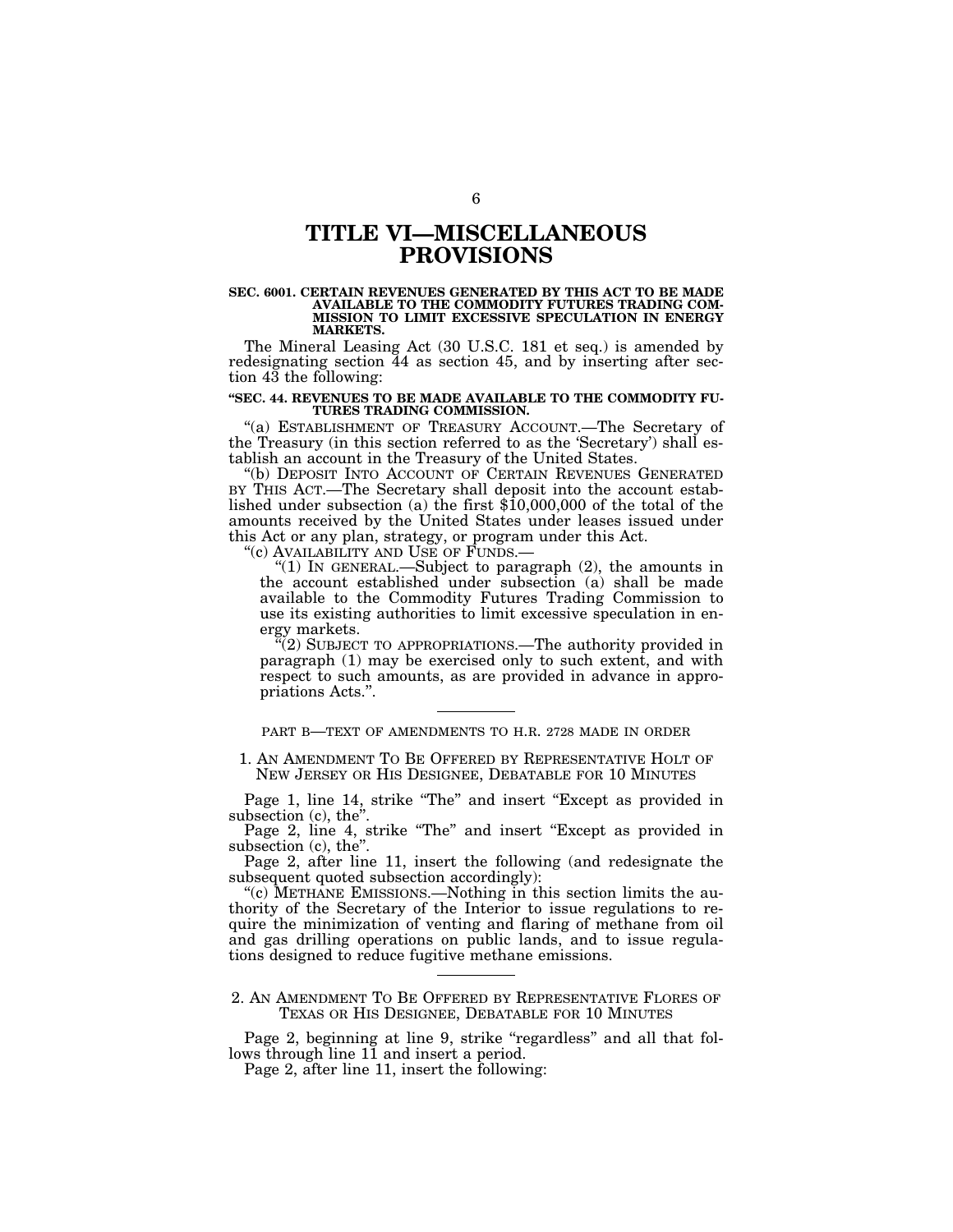# TITLE VI—MISCELLANEOUS PROVISIONS

**SEC. 6001. CERTAIN REVENUES GENERATED BY THIS ACT TO BE MADE AVAILABLE TO THE COMMODITY FUTURES TRADING COMMISSION TO LIMIT EXCESSIVE SPECULATION IN ENERGY MARKETS.**

The Mineral Leasing Act (30 U.S.C. 181 et seq.) is amended by redesignating section 44 as section 45, and by inserting after section 43 the following:

**"SEC. 44. REVENUES TO BE MADE AVAILABLE TO THE COMMODITY FUTURES TRADING COMMISSION.**

"(a) ESTABLISHMENT OF TREASURY ACCOUNT.—The Secretary of the Treasury (in this section referred to as the 'Secretary') shall establish an account in the Treasury of the United States.

"(b) DEPOSIT INTO ACCOUNT OF CERTAIN REVENUES GENERATED BY THIS ACT.—The Secretary shall deposit into the account established under subsection (a) the first $10,000,000 of the total of the amounts received by the United States under leases issued under this Act or any plan, strategy, or program under this Act.

"(c) AVAILABILITY AND USE OF FUNDS.—

"(1) IN GENERAL.—Subject to paragraph (2), the amounts in the account established under subsection (a) shall be made available to the Commodity Futures Trading Commission to use its existing authorities to limit excessive speculation in energy markets.

"(2) SUBJECT TO APPROPRIATIONS.—The authority provided in paragraph (1) may be exercised only to such extent, and with respect to such amounts, as are provided in advance in appropriations Acts.".

---

PART B—TEXT OF AMENDMENTS TO H.R. 2728 MADE IN ORDER

1. AN AMENDMENT TO BE OFFERED BY REPRESENTATIVE HOLT OF NEW JERSEY OR HIS DESIGNEE, DEBATABLE FOR 10 MINUTES

Page 1, line 14, strike "The" and insert "Except as provided in subsection (c), the".

Page 2, line 4, strike "The" and insert "Except as provided in subsection (c), the".

Page 2, after line 11, insert the following (and redesignate the subsequent quoted subsection accordingly):

"(c) METHANE EMISSIONS.—Nothing in this section limits the authority of the Secretary of the Interior to issue regulations to require the minimization of venting and flaring of methane from oil and gas drilling operations on public lands, and to issue regulations designed to reduce fugitive methane emissions.

---

2. AN AMENDMENT TO BE OFFERED BY REPRESENTATIVE FLORES OF TEXAS OR HIS DESIGNEE, DEBATABLE FOR 10 MINUTES

Page 2, beginning at line 9, strike "regardless" and all that follows through line 11 and insert a period.

Page 2, after line 11, insert the following: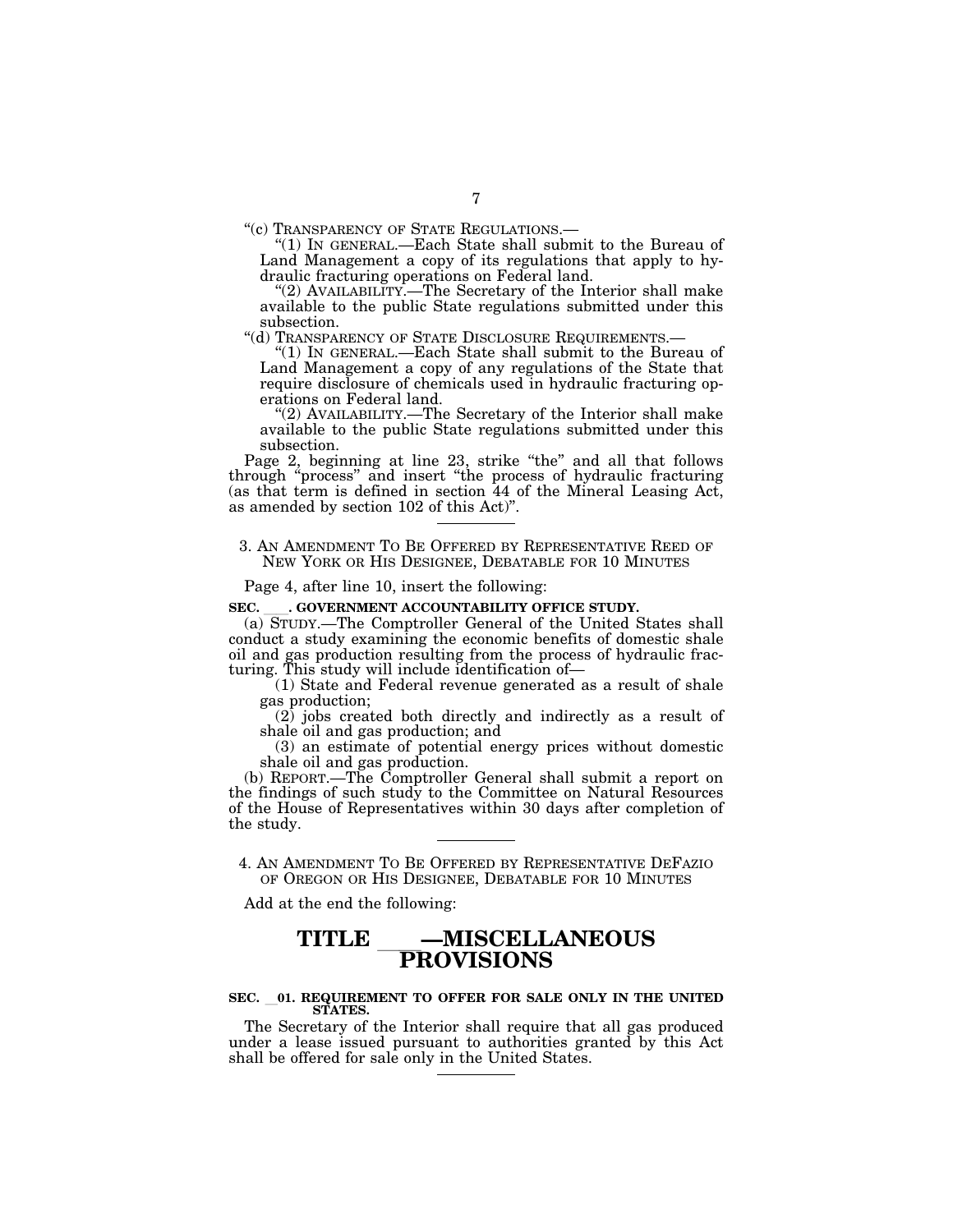"(c) TRANSPARENCY OF STATE REGULATIONS.—

"(1) IN GENERAL.—Each State shall submit to the Bureau of Land Management a copy of its regulations that apply to hydraulic fracturing operations on Federal land.

"(2) AVAILABILITY.—The Secretary of the Interior shall make available to the public State regulations submitted under this subsection.

"(d) TRANSPARENCY OF STATE DISCLOSURE REQUIREMENTS.—

"(1) IN GENERAL.—Each State shall submit to the Bureau of Land Management a copy of any regulations of the State that require disclosure of chemicals used in hydraulic fracturing operations on Federal land.

"(2) AVAILABILITY.—The Secretary of the Interior shall make available to the public State regulations submitted under this subsection.

Page 2, beginning at line 23, strike "the" and all that follows through "process" and insert "the process of hydraulic fracturing (as that term is defined in section 44 of the Mineral Leasing Act, as amended by section 102 of this Act)".

---

3. AN AMENDMENT TO BE OFFERED BY REPRESENTATIVE REED OF NEW YORK OR HIS DESIGNEE, DEBATABLE FOR 10 MINUTES

Page 4, after line 10, insert the following:

**SEC. \_\_\_. GOVERNMENT ACCOUNTABILITY OFFICE STUDY.**

(a) STUDY.—The Comptroller General of the United States shall conduct a study examining the economic benefits of domestic shale oil and gas production resulting from the process of hydraulic fracturing. This study will include identification of—

(1) State and Federal revenue generated as a result of shale gas production;

(2) jobs created both directly and indirectly as a result of shale oil and gas production; and

(3) an estimate of potential energy prices without domestic shale oil and gas production.

(b) REPORT.—The Comptroller General shall submit a report on the findings of such study to the Committee on Natural Resources of the House of Representatives within 30 days after completion of the study.

---

4. AN AMENDMENT TO BE OFFERED BY REPRESENTATIVE DEFAZIO OF OREGON OR HIS DESIGNEE, DEBATABLE FOR 10 MINUTES

Add at the end the following:

# TITLE \_\_\_—MISCELLANEOUS PROVISIONS

**SEC. \_\_01. REQUIREMENT TO OFFER FOR SALE ONLY IN THE UNITED STATES.**

The Secretary of the Interior shall require that all gas produced under a lease issued pursuant to authorities granted by this Act shall be offered for sale only in the United States.

---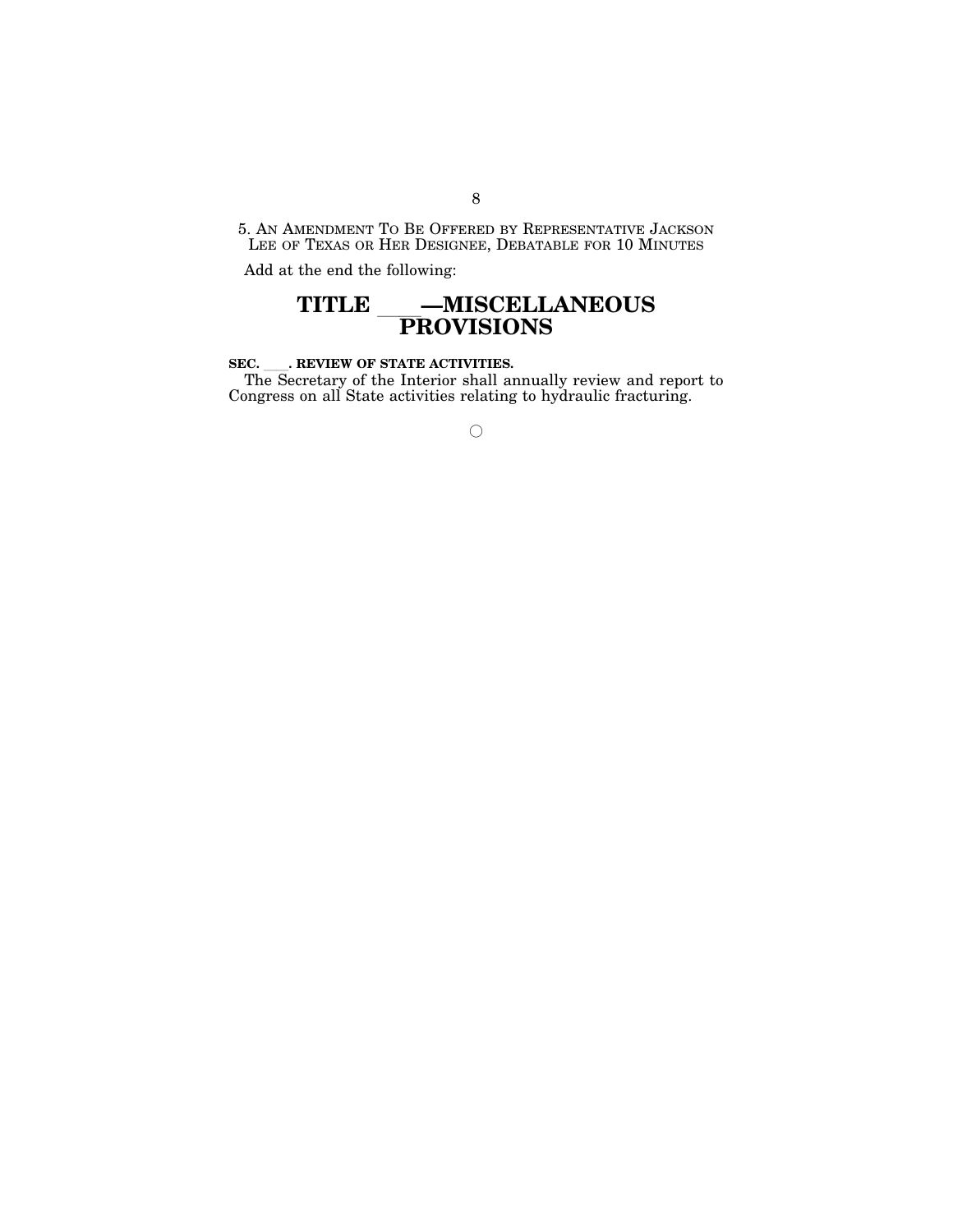5. An Amendment To Be Offered by Representative Jackson Lee of Texas or Her Designee, Debatable for 10 Minutes

Add at the end the following:

## TITLE \_\_\_\_—MISCELLANEOUS PROVISIONS

**SEC. \_\_\_\_. REVIEW OF STATE ACTIVITIES.**

The Secretary of the Interior shall annually review and report to Congress on all State activities relating to hydraulic fracturing.